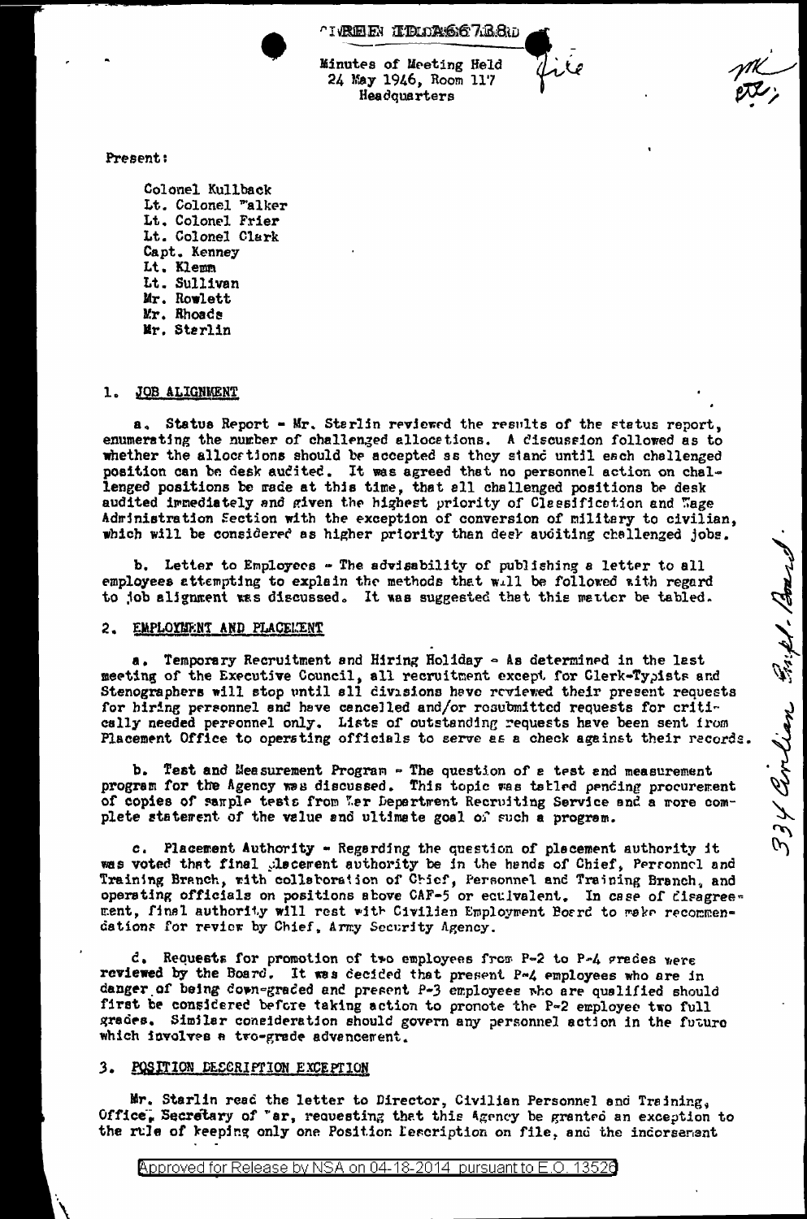REF ID:A66738

Minutes of Meeting Held
24 May 1946, Room 117
Headquarters

Present:

Colonel Kullback
Lt. Colonel Walker
Lt. Colonel Frier
Lt. Colonel Clark
Capt. Kenney
Lt. Klemm
Lt. Sullivan
Mr. Rowlett
Mr. Rhoads
Mr. Sterlin

## 1. JOB ALIGNMENT

a. Status Report - Mr. Sterlin reviewed the results of the status report, enumerating the number of challenged allocations. A discussion followed as to whether the allocations should be accepted as they stand until each challenged position can be desk audited. It was agreed that no personnel action on challenged positions be made at this time, that all challenged positions be desk audited immediately and given the highest priority of Classification and Wage Administration Section with the exception of conversion of military to civilian, which will be considered as higher priority than desk auditing challenged jobs.

b. Letter to Employees - The advisability of publishing a letter to all employees attempting to explain the methods that will be followed with regard to job alignment was discussed. It was suggested that this matter be tabled.

## 2. EMPLOYMENT AND PLACEMENT

a. Temporary Recruitment and Hiring Holiday - As determined in the last meeting of the Executive Council, all recruitment except for Clerk-Typists and Stenographers will stop until all divisions have reviewed their present requests for hiring personnel and have cancelled and/or resubmitted requests for critically needed personnel only. Lists of outstanding requests have been sent from Placement Office to operating officials to serve as a check against their records.

b. Test and Measurement Program - The question of a test and measurement program for the Agency was discussed. This topic was tabled pending procurement of copies of sample tests from War Department Recruiting Service and a more complete statement of the value and ultimate goal of such a program.

c. Placement Authority - Regarding the question of placement authority it was voted that final placement authority be in the hands of Chief, Personnel and Training Branch, with collaboration of Chief, Personnel and Training Branch, and operating officials on positions above CAF-5 or equivalent. In case of disagreement, final authority will rest with Civilian Employment Board to make recommendations for review by Chief, Army Security Agency.

d. Requests for promotion of two employees from P-2 to P-4 grades were reviewed by the Board. It was decided that present P-4 employees who are in danger of being down-graded and present P-3 employees who are qualified should first be considered before taking action to promote the P-2 employee two full grades. Similar consideration should govern any personnel action in the future which involves a two-grade advancement.

## 3. POSITION DESCRIPTION EXCEPTION

Mr. Sterlin read the letter to Director, Civilian Personnel and Training, Office, Secretary of War, requesting that this Agency be granted an exception to the rule of keeping only one Position Description on file, and the indorsement

Approved for Release by NSA on 04-18-2014 pursuant to E.O. 13526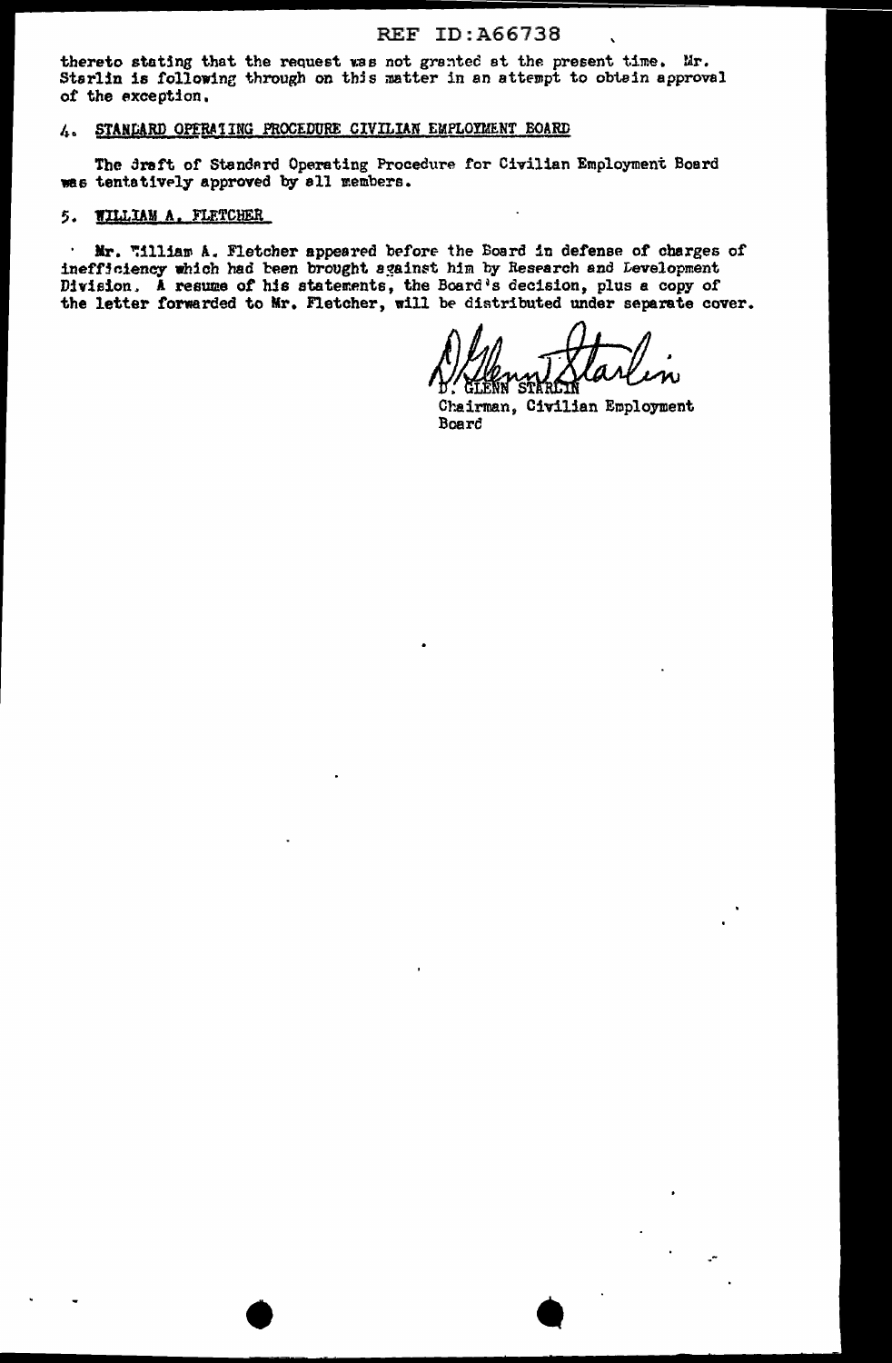thereto stating that the request was not granted at the present time. Mr. Starlin is following through on this matter in an attempt to obtain approval of the exception.

4. STANDARD OPERATING PROCEDURE CIVILIAN EMPLOYMENT BOARD

The draft of Standard Operating Procedure for Civilian Employment Board was tentatively approved by all members.

5. WILLIAM A. FLETCHER

Mr. William A. Fletcher appeared before the Board in defense of charges of inefficiency which had been brought against him by Research and Development Division. A resume of his statements, the Board's decision, plus a copy of the letter forwarded to Mr. Fletcher, will be distributed under separate cover.

D. GLENN STARLIN
Chairman, Civilian Employment Board